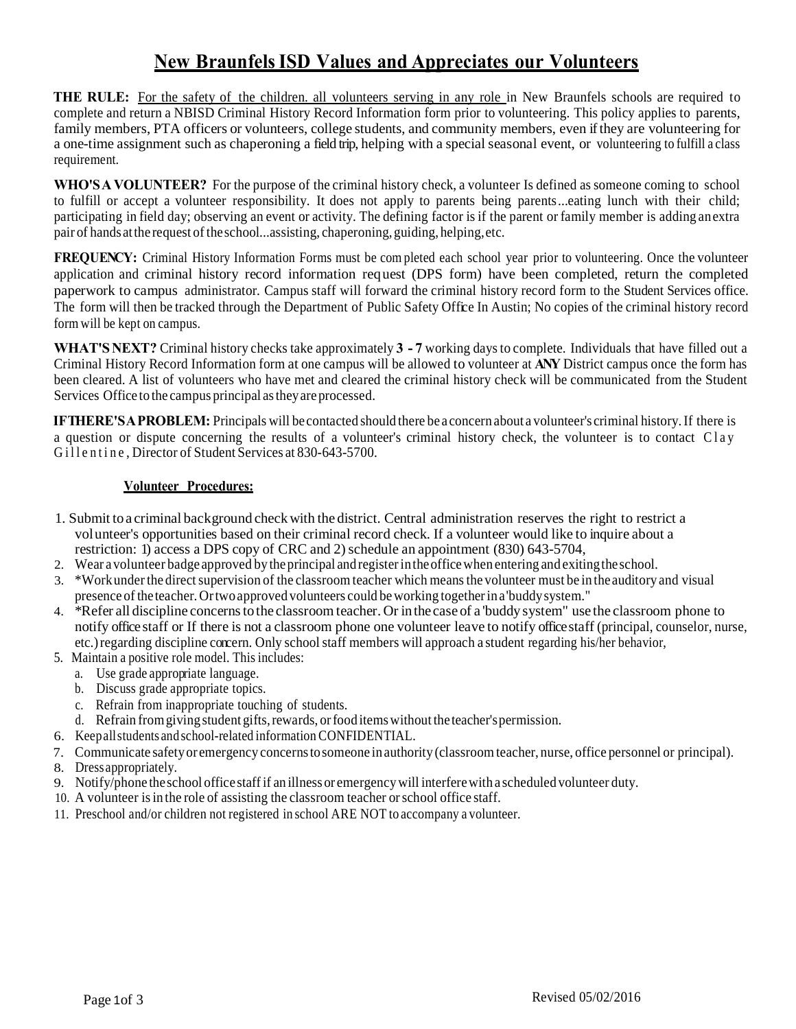# New Braunfels ISD Values and Appreciates our Volunteers

**THE RULE:** For the safety of the children. all volunteers serving in any role in New Braunfels schools are required to complete and return a NBISD Criminal History Record Information form prior to volunteering. This policy applies to parents, family members, PTA officers or volunteers, college students, and community members, even if they are volunteering for a one-time assignment such as chaperoning a field trip, helping with a special seasonal event, or volunteering to fulfill a class requirement.

**WHO'S A VOLUNTEER?** For the purpose of the criminal history check, a volunteer Is defined as someone coming to school to fulfill or accept a volunteer responsibility. It does not apply to parents being parents...eating lunch with their child; participating in field day; observing an event or activity. The defining factor is if the parent or family member is adding an extra pair of hands at the request of the school...assisting, chaperoning, guiding, helping, etc.

**FREQUENCY:** Criminal History Information Forms must be completed each school year prior to volunteering. Once the volunteer application and criminal history record information request (DPS form) have been completed, return the completed paperwork to campus administrator. Campus staff will forward the criminal history record form to the Student Services office. The form will then be tracked through the Department of Public Safety Office In Austin; No copies of the criminal history record form will be kept on campus.

**WHAT'S NEXT?** Criminal history checks take approximately **3 - 7** working days to complete. Individuals that have filled out a Criminal History Record Information form at one campus will be allowed to volunteer at **ANY** District campus once the form has been cleared. A list of volunteers who have met and cleared the criminal history check will be communicated from the Student Services Office to the campus principal as they are processed.

**IF THERE'S A PROBLEM:** Principals will be contacted should there be a concern about a volunteer's criminal history. If there is a question or dispute concerning the results of a volunteer's criminal history check, the volunteer is to contact Clay Gillentine, Director of Student Services at 830-643-5700.

**Volunteer Procedures:**

1. Submit to a criminal background check with the district. Central administration reserves the right to restrict a volunteer's opportunities based on their criminal record check. If a volunteer would like to inquire about a restriction: 1) access a DPS copy of CRC and 2) schedule an appointment (830) 643-5704,
2. Wear a volunteer badge approved by the principal and register in the office when entering and exiting the school.
3. *Work under the direct supervision of the classroom teacher which means the volunteer must be in the auditory and visual presence of the teacher. Or two approved volunteers could be working together in a 'buddy system."
4. *Refer all discipline concerns to the classroom teacher. Or in the case of a 'buddy system" use the classroom phone to notify office staff or If there is not a classroom phone one volunteer leave to notify office staff (principal, counselor, nurse, etc.) regarding discipline concern. Only school staff members will approach a student regarding his/her behavior,
5. Maintain a positive role model. This includes:
   a. Use grade appropriate language.
   b. Discuss grade appropriate topics.
   c. Refrain from inappropriate touching of students.
   d. Refrain from giving student gifts, rewards, or food items without the teacher's permission.
6. Keep all students and school-related information CONFIDENTIAL.
7. Communicate safety or emergency concerns to someone in authority (classroom teacher, nurse, office personnel or principal).
8. Dress appropriately.
9. Notify/phone the school office staff if an illness or emergency will interfere with a scheduled volunteer duty.
10. A volunteer is in the role of assisting the classroom teacher or school office staff.
11. Preschool and/or children not registered in school ARE NOT to accompany a volunteer.

Revised 05/02/2016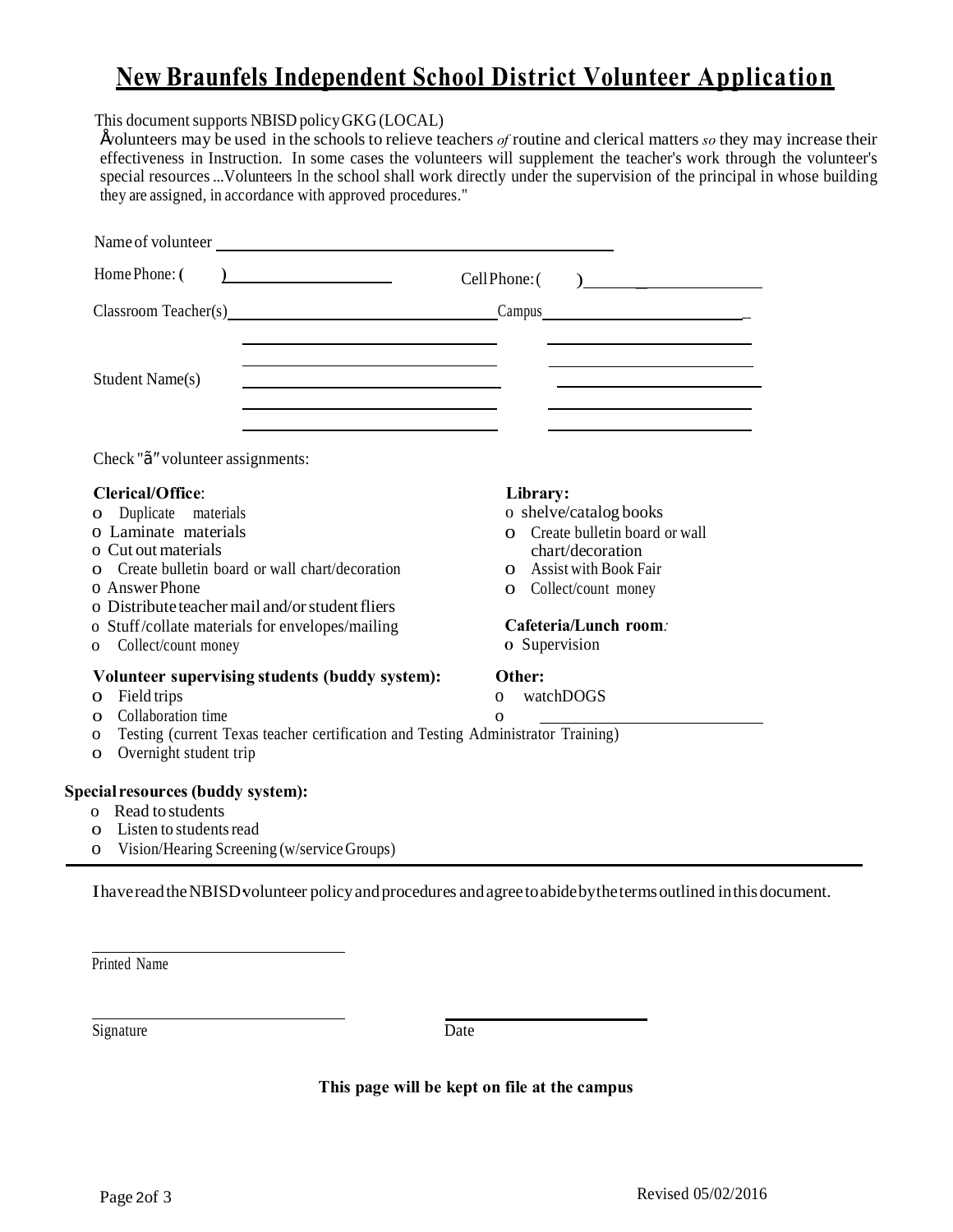# New Braunfels Independent School District Volunteer Application

This document supports NBISD policy GKG (LOCAL)

Åvolunteers may be used in the schools to relieve teachers *of* routine and clerical matters *so* they may increase their effectiveness in Instruction. In some cases the volunteers will supplement the teacher's work through the volunteer's special resources ...Volunteers ln the school shall work directly under the supervision of the principal in whose building they are assigned, in accordance with approved procedures."

Name of volunteer ______________________________

Home Phone: ( ) ______________ Cell Phone: ( ) ______________

Classroom Teacher(s) ______________ Campus ______________

Student Name(s) ______________ ______________
______________ ______________
______________ ______________
______________ ______________
______________ ______________

Check "ã" volunteer assignments:

**Clerical/Office**:

- o Duplicate materials
- o Laminate materials
- o Cut out materials
- o Create bulletin board or wall chart/decoration
- o Answer Phone
- o Distribute teacher mail and/or student fliers
- o Stuff/collate materials for envelopes/mailing
- o Collect/count money

**Library:**

- o shelve/catalog books
- o Create bulletin board or wall chart/decoration
- o Assist with Book Fair
- o Collect/count money

**Cafeteria/Lunch room**:

- o Supervision

**Volunteer supervising students (buddy system):**

- o Field trips
- o Collaboration time
- o Testing (current Texas teacher certification and Testing Administrator Training)
- o Overnight student trip

**Other:**

- o watchDOGS
- o ______________

**Special resources (buddy system):**

- o Read to students
- o Listen to students read
- o Vision/Hearing Screening (w/service Groups)

---

I have read the NBISD volunteer policy and procedures and agree to abide by the terms outlined in this document.

______________
Printed Name

______________ ______________
Signature Date

**This page will be kept on file at the campus**

Revised 05/02/2016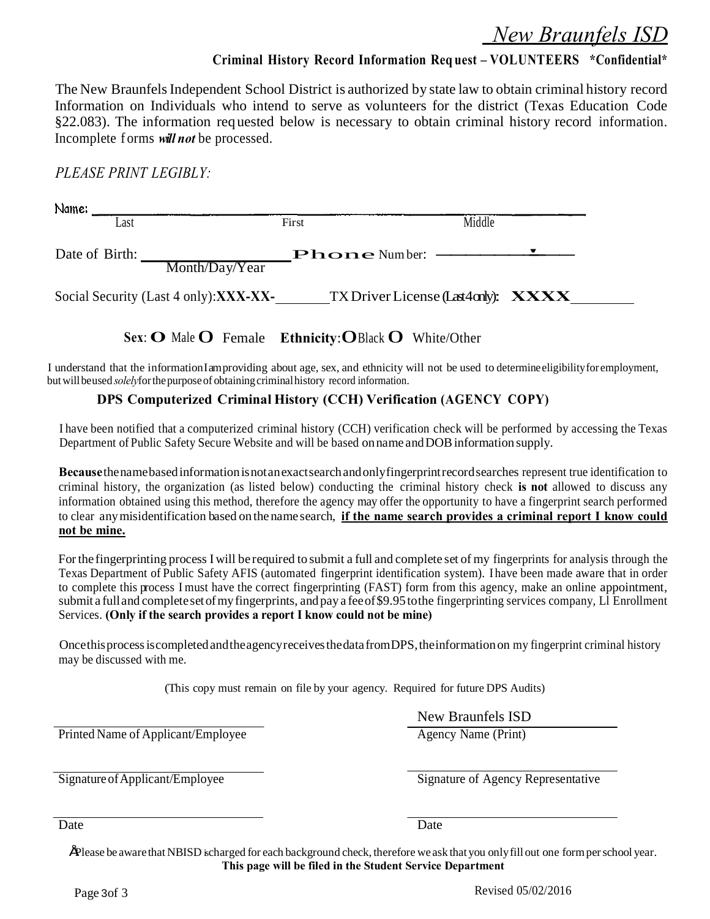New Braunfels ISD

**Criminal History Record Information Request – VOLUNTEERS \*Confidential\***

The New Braunfels Independent School District is authorized by state law to obtain criminal history record Information on Individuals who intend to serve as volunteers for the district (Texas Education Code §22.083). The information requested below is necessary to obtain criminal history record information. Incomplete forms ***will not*** be processed.

*PLEASE PRINT LEGIBLY:*

Name: ______________________________________________
Last First Middle

Date of Birth: ____________________ **Phone** Number: ______________
Month/Day/Year

Social Security (Last 4 only): **XXX-XX-** ________ TX Driver License (Last 4 only): **XXXX** ________

**Sex**: **O** Male **O** Female **Ethnicity**: **O** Black **O** White/Other

I understand that the information I am providing about age, sex, and ethnicity will not be used to determine eligibility for employment, but will be used *solely* for the purpose of obtaining criminal history record information.

**DPS Computerized Criminal History (CCH) Verification (AGENCY COPY)**

I have been notified that a computerized criminal history (CCH) verification check will be performed by accessing the Texas Department of Public Safety Secure Website and will be based on name and DOB information supply.

**Because** the name based information is not an exact search and only fingerprint record searches represent true identification to criminal history, the organization (as listed below) conducting the criminal history check **is not** allowed to discuss any information obtained using this method, therefore the agency may offer the opportunity to have a fingerprint search performed to clear any misidentification based on the name search, **<u>if the name search provides a criminal report I know could not be mine.</u>**

For the fingerprinting process I will be required to submit a full and complete set of my fingerprints for analysis through the Texas Department of Public Safety AFIS (automated fingerprint identification system). I have been made aware that in order to complete this process I must have the correct fingerprinting (FAST) form from this agency, make an online appointment, submit a full and complete set of my fingerprints, and pay a fee of $9.95 to the fingerprinting services company, L1 Enrollment Services. **(Only if the search provides a report I know could not be mine)**

Once this process is completed and the agency receives the data from DPS, the information on my fingerprint criminal history may be discussed with me.

(This copy must remain on file by your agency. Required for future DPS Audits)

| | |
|---|---|
| ______________________________ | New Braunfels ISD |
| Printed Name of Applicant/Employee | Agency Name (Print) |
| ______________________________ | ______________________________ |
| Signature of Applicant/Employee | Signature of Agency Representative |
| ______________________________ | ______________________________ |
| Date | Date |

Please be aware that NBISD is charged for each background check, therefore we ask that you only fill out one form per school year.
**This page will be filed in the Student Service Department**

Revised 05/02/2016